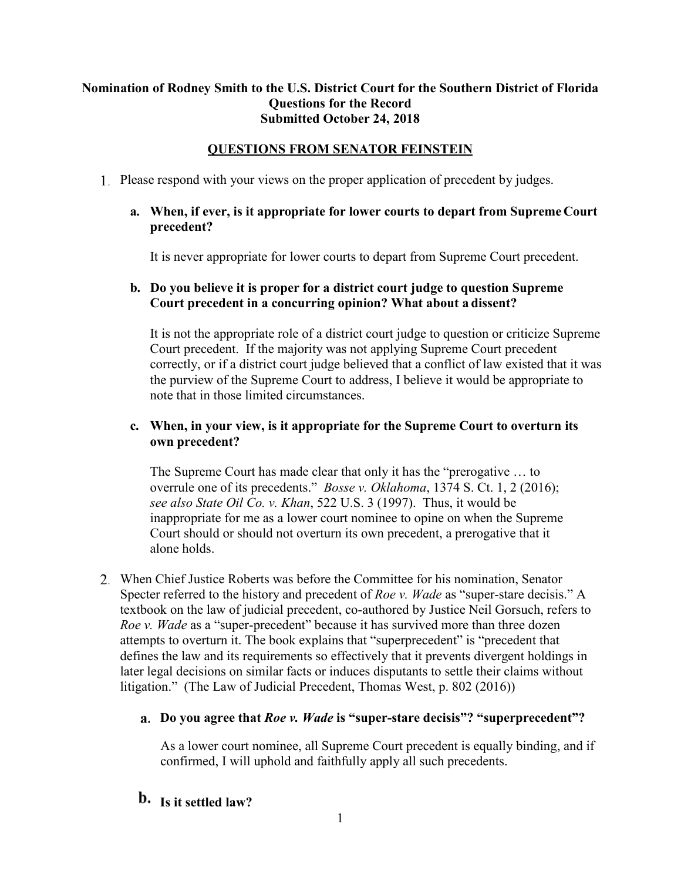**Nomination of Rodney Smith to the U.S. District Court for the Southern District of Florida**
**Questions for the Record**
**Submitted October 24, 2018**

**QUESTIONS FROM SENATOR FEINSTEIN**

1. Please respond with your views on the proper application of precedent by judges.

   **a. When, if ever, is it appropriate for lower courts to depart from Supreme Court precedent?**

   It is never appropriate for lower courts to depart from Supreme Court precedent.

   **b. Do you believe it is proper for a district court judge to question Supreme Court precedent in a concurring opinion? What about a dissent?**

   It is not the appropriate role of a district court judge to question or criticize Supreme Court precedent. If the majority was not applying Supreme Court precedent correctly, or if a district court judge believed that a conflict of law existed that it was the purview of the Supreme Court to address, I believe it would be appropriate to note that in those limited circumstances.

   **c. When, in your view, is it appropriate for the Supreme Court to overturn its own precedent?**

   The Supreme Court has made clear that only it has the "prerogative … to overrule one of its precedents." *Bosse v. Oklahoma*, 1374 S. Ct. 1, 2 (2016); *see also State Oil Co. v. Khan*, 522 U.S. 3 (1997). Thus, it would be inappropriate for me as a lower court nominee to opine on when the Supreme Court should or should not overturn its own precedent, a prerogative that it alone holds.

2. When Chief Justice Roberts was before the Committee for his nomination, Senator Specter referred to the history and precedent of *Roe v. Wade* as "super-stare decisis." A textbook on the law of judicial precedent, co-authored by Justice Neil Gorsuch, refers to *Roe v. Wade* as a "super-precedent" because it has survived more than three dozen attempts to overturn it. The book explains that "superprecedent" is "precedent that defines the law and its requirements so effectively that it prevents divergent holdings in later legal decisions on similar facts or induces disputants to settle their claims without litigation." (The Law of Judicial Precedent, Thomas West, p. 802 (2016))

   **a. Do you agree that *Roe v. Wade* is "super-stare decisis"? "superprecedent"?**

   As a lower court nominee, all Supreme Court precedent is equally binding, and if confirmed, I will uphold and faithfully apply all such precedents.

   **b. Is it settled law?**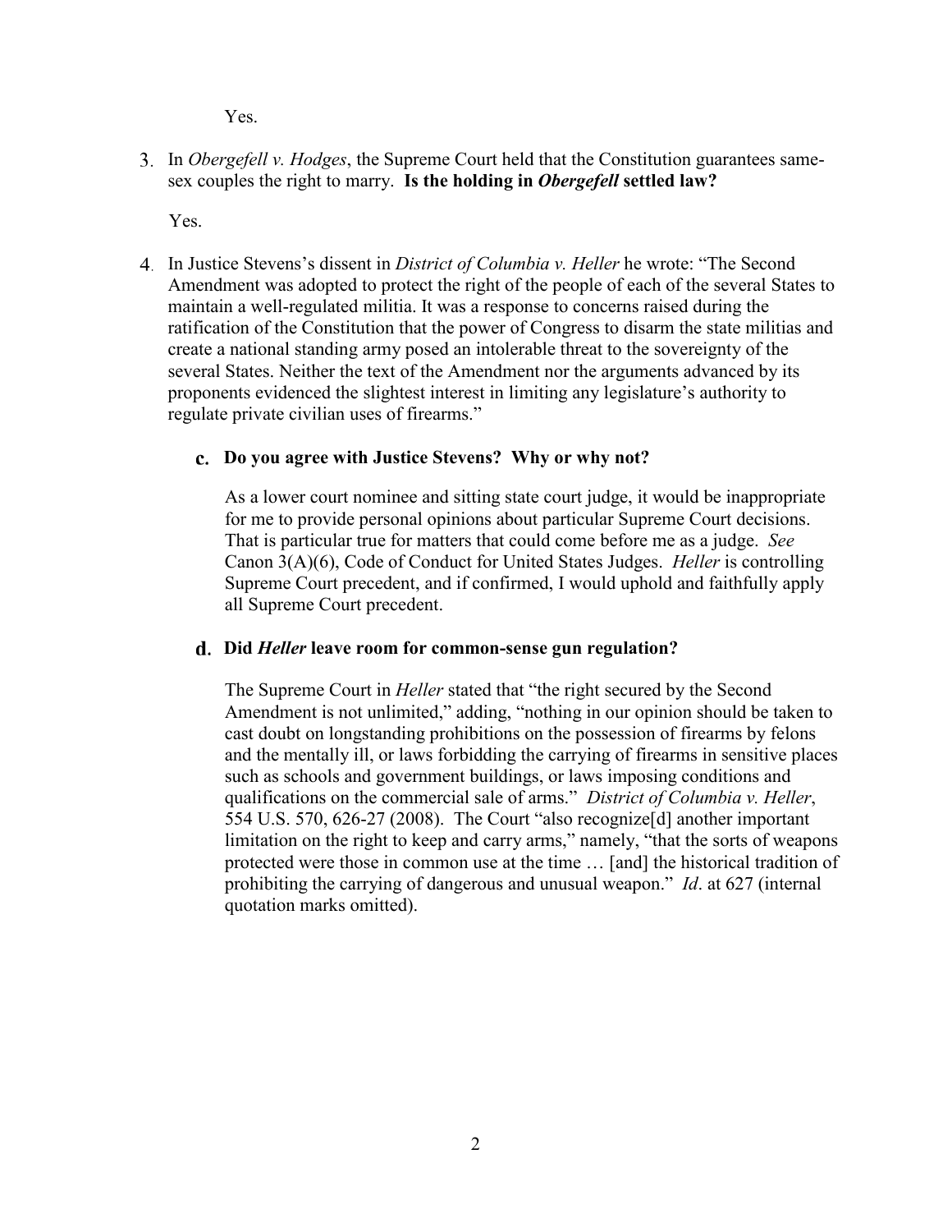Yes.

3. In *Obergefell v. Hodges*, the Supreme Court held that the Constitution guarantees same-sex couples the right to marry. **Is the holding in *Obergefell* settled law?**

   Yes.

4. In Justice Stevens's dissent in *District of Columbia v. Heller* he wrote: "The Second Amendment was adopted to protect the right of the people of each of the several States to maintain a well-regulated militia. It was a response to concerns raised during the ratification of the Constitution that the power of Congress to disarm the state militias and create a national standing army posed an intolerable threat to the sovereignty of the several States. Neither the text of the Amendment nor the arguments advanced by its proponents evidenced the slightest interest in limiting any legislature's authority to regulate private civilian uses of firearms."

   **c. Do you agree with Justice Stevens? Why or why not?**

   As a lower court nominee and sitting state court judge, it would be inappropriate for me to provide personal opinions about particular Supreme Court decisions. That is particular true for matters that could come before me as a judge. *See* Canon 3(A)(6), Code of Conduct for United States Judges. *Heller* is controlling Supreme Court precedent, and if confirmed, I would uphold and faithfully apply all Supreme Court precedent.

   **d. Did *Heller* leave room for common-sense gun regulation?**

   The Supreme Court in *Heller* stated that "the right secured by the Second Amendment is not unlimited," adding, "nothing in our opinion should be taken to cast doubt on longstanding prohibitions on the possession of firearms by felons and the mentally ill, or laws forbidding the carrying of firearms in sensitive places such as schools and government buildings, or laws imposing conditions and qualifications on the commercial sale of arms." *District of Columbia v. Heller*, 554 U.S. 570, 626-27 (2008). The Court "also recognize[d] another important limitation on the right to keep and carry arms," namely, "that the sorts of weapons protected were those in common use at the time … [and] the historical tradition of prohibiting the carrying of dangerous and unusual weapon." *Id*. at 627 (internal quotation marks omitted).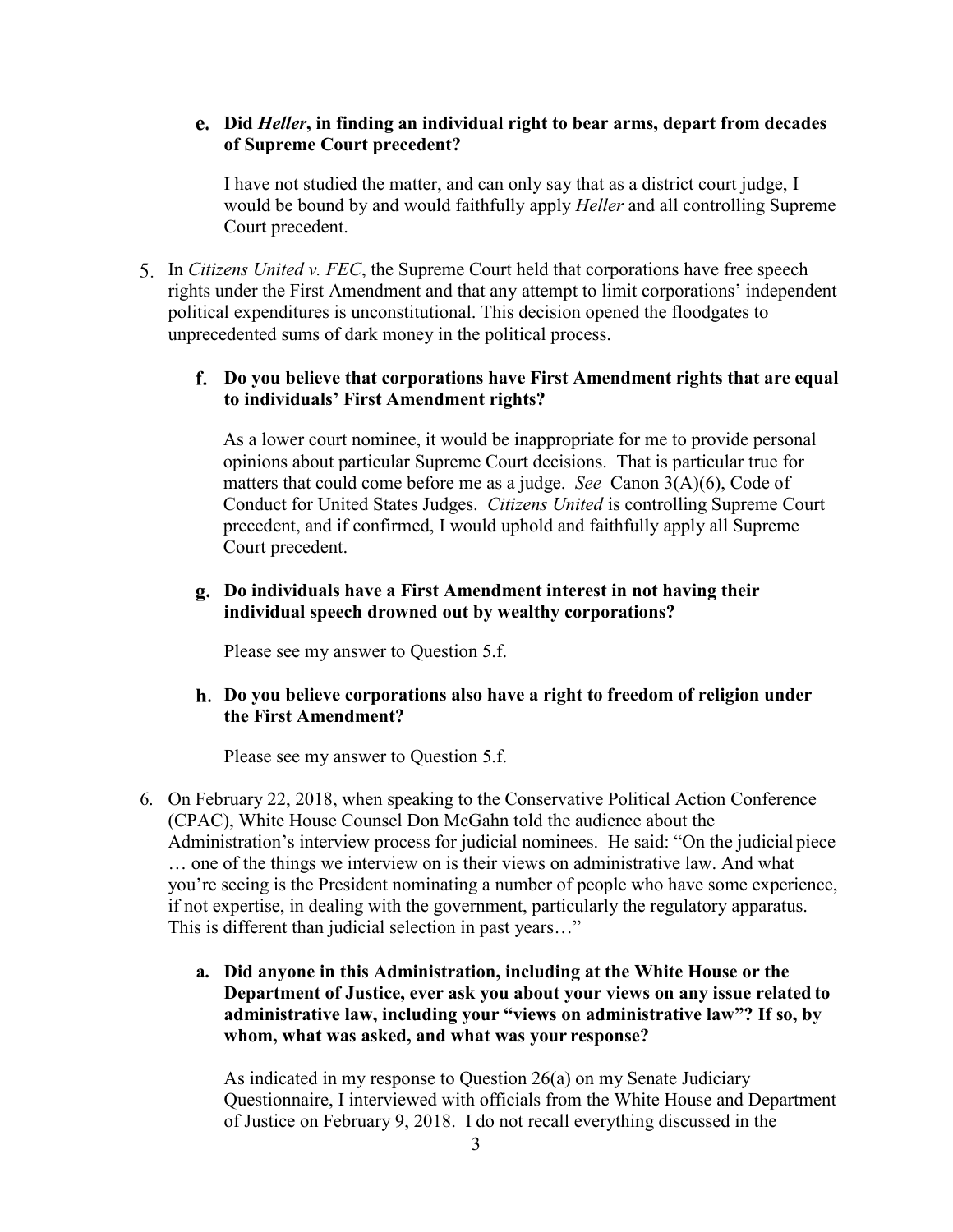**e. Did *Heller*, in finding an individual right to bear arms, depart from decades of Supreme Court precedent?**

I have not studied the matter, and can only say that as a district court judge, I would be bound by and would faithfully apply *Heller* and all controlling Supreme Court precedent.

5. In *Citizens United v. FEC*, the Supreme Court held that corporations have free speech rights under the First Amendment and that any attempt to limit corporations' independent political expenditures is unconstitutional. This decision opened the floodgates to unprecedented sums of dark money in the political process.

**f. Do you believe that corporations have First Amendment rights that are equal to individuals' First Amendment rights?**

As a lower court nominee, it would be inappropriate for me to provide personal opinions about particular Supreme Court decisions. That is particular true for matters that could come before me as a judge. *See* Canon 3(A)(6), Code of Conduct for United States Judges. *Citizens United* is controlling Supreme Court precedent, and if confirmed, I would uphold and faithfully apply all Supreme Court precedent.

**g. Do individuals have a First Amendment interest in not having their individual speech drowned out by wealthy corporations?**

Please see my answer to Question 5.f.

**h. Do you believe corporations also have a right to freedom of religion under the First Amendment?**

Please see my answer to Question 5.f.

6. On February 22, 2018, when speaking to the Conservative Political Action Conference (CPAC), White House Counsel Don McGahn told the audience about the Administration's interview process for judicial nominees. He said: "On the judicial piece … one of the things we interview on is their views on administrative law. And what you're seeing is the President nominating a number of people who have some experience, if not expertise, in dealing with the government, particularly the regulatory apparatus. This is different than judicial selection in past years…"

**a. Did anyone in this Administration, including at the White House or the Department of Justice, ever ask you about your views on any issue related to administrative law, including your "views on administrative law"? If so, by whom, what was asked, and what was your response?**

As indicated in my response to Question 26(a) on my Senate Judiciary Questionnaire, I interviewed with officials from the White House and Department of Justice on February 9, 2018. I do not recall everything discussed in the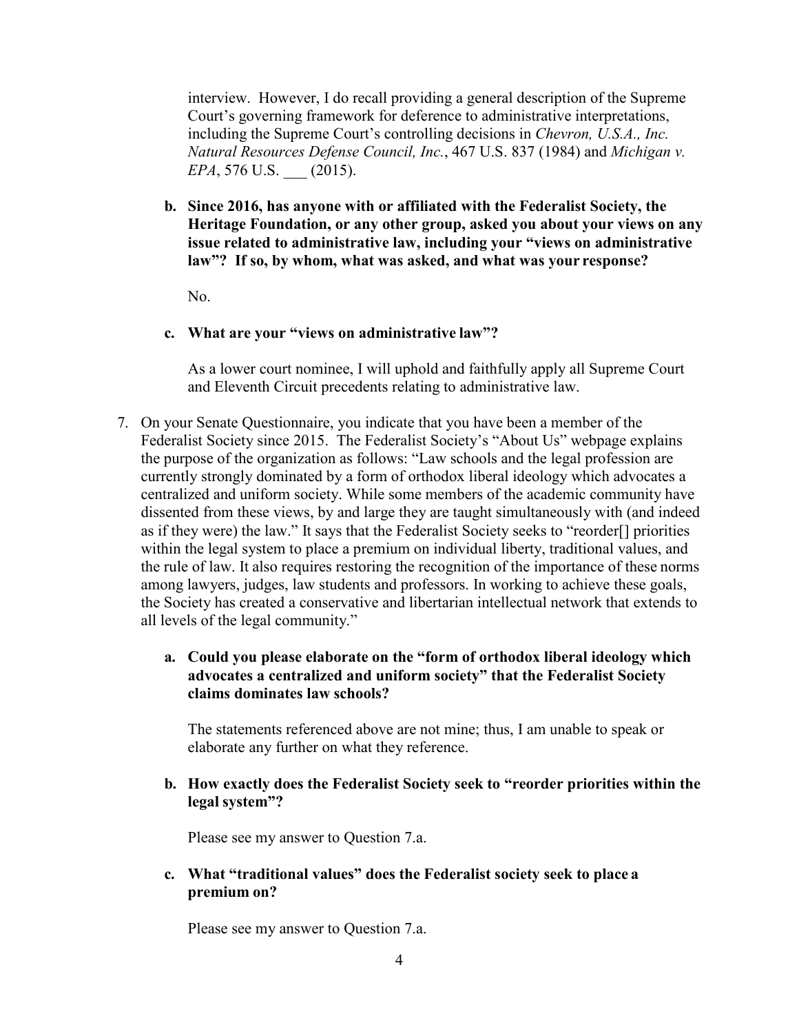interview. However, I do recall providing a general description of the Supreme Court's governing framework for deference to administrative interpretations, including the Supreme Court's controlling decisions in *Chevron, U.S.A., Inc. Natural Resources Defense Council, Inc.*, 467 U.S. 837 (1984) and *Michigan v. EPA*, 576 U.S. ___ (2015).

**b. Since 2016, has anyone with or affiliated with the Federalist Society, the Heritage Foundation, or any other group, asked you about your views on any issue related to administrative law, including your "views on administrative law"? If so, by whom, what was asked, and what was your response?**

No.

**c. What are your "views on administrative law"?**

As a lower court nominee, I will uphold and faithfully apply all Supreme Court and Eleventh Circuit precedents relating to administrative law.

7. On your Senate Questionnaire, you indicate that you have been a member of the Federalist Society since 2015. The Federalist Society's "About Us" webpage explains the purpose of the organization as follows: "Law schools and the legal profession are currently strongly dominated by a form of orthodox liberal ideology which advocates a centralized and uniform society. While some members of the academic community have dissented from these views, by and large they are taught simultaneously with (and indeed as if they were) the law." It says that the Federalist Society seeks to "reorder[] priorities within the legal system to place a premium on individual liberty, traditional values, and the rule of law. It also requires restoring the recognition of the importance of these norms among lawyers, judges, law students and professors. In working to achieve these goals, the Society has created a conservative and libertarian intellectual network that extends to all levels of the legal community."

**a. Could you please elaborate on the "form of orthodox liberal ideology which advocates a centralized and uniform society" that the Federalist Society claims dominates law schools?**

The statements referenced above are not mine; thus, I am unable to speak or elaborate any further on what they reference.

**b. How exactly does the Federalist Society seek to "reorder priorities within the legal system"?**

Please see my answer to Question 7.a.

**c. What "traditional values" does the Federalist society seek to place a premium on?**

Please see my answer to Question 7.a.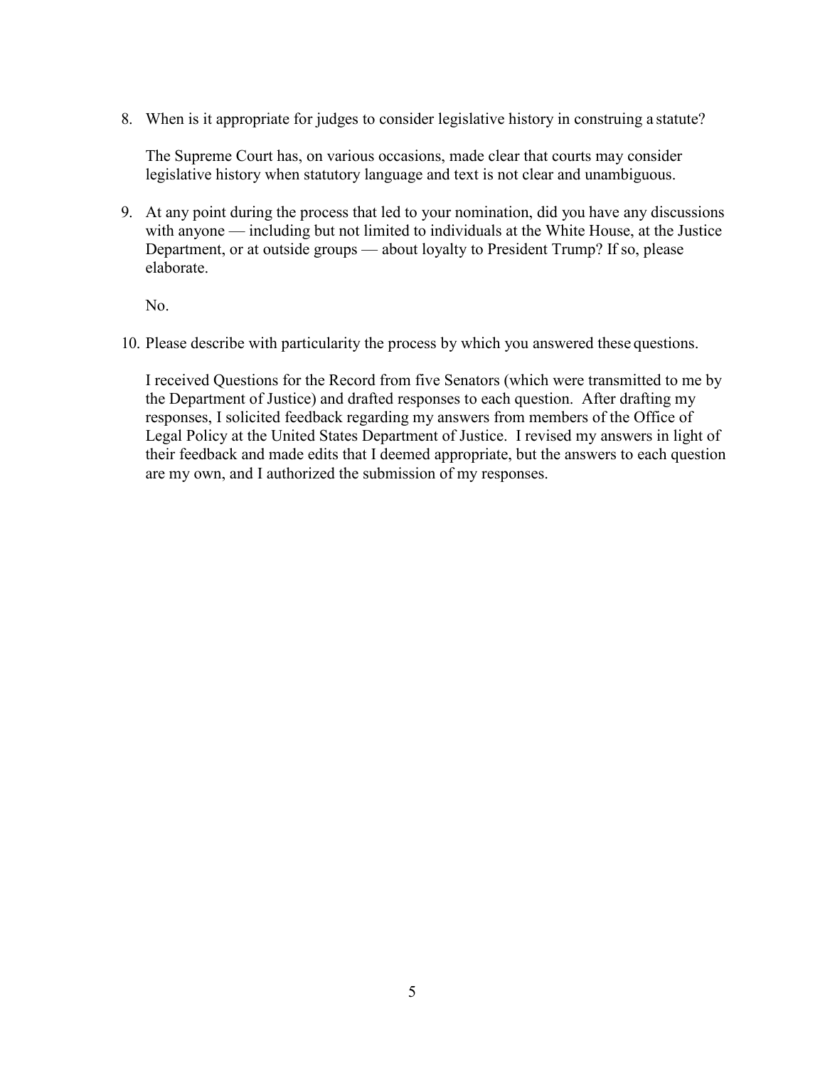8. When is it appropriate for judges to consider legislative history in construing a statute?

   The Supreme Court has, on various occasions, made clear that courts may consider legislative history when statutory language and text is not clear and unambiguous.

9. At any point during the process that led to your nomination, did you have any discussions with anyone — including but not limited to individuals at the White House, at the Justice Department, or at outside groups — about loyalty to President Trump? If so, please elaborate.

   No.

10. Please describe with particularity the process by which you answered these questions.

    I received Questions for the Record from five Senators (which were transmitted to me by the Department of Justice) and drafted responses to each question. After drafting my responses, I solicited feedback regarding my answers from members of the Office of Legal Policy at the United States Department of Justice. I revised my answers in light of their feedback and made edits that I deemed appropriate, but the answers to each question are my own, and I authorized the submission of my responses.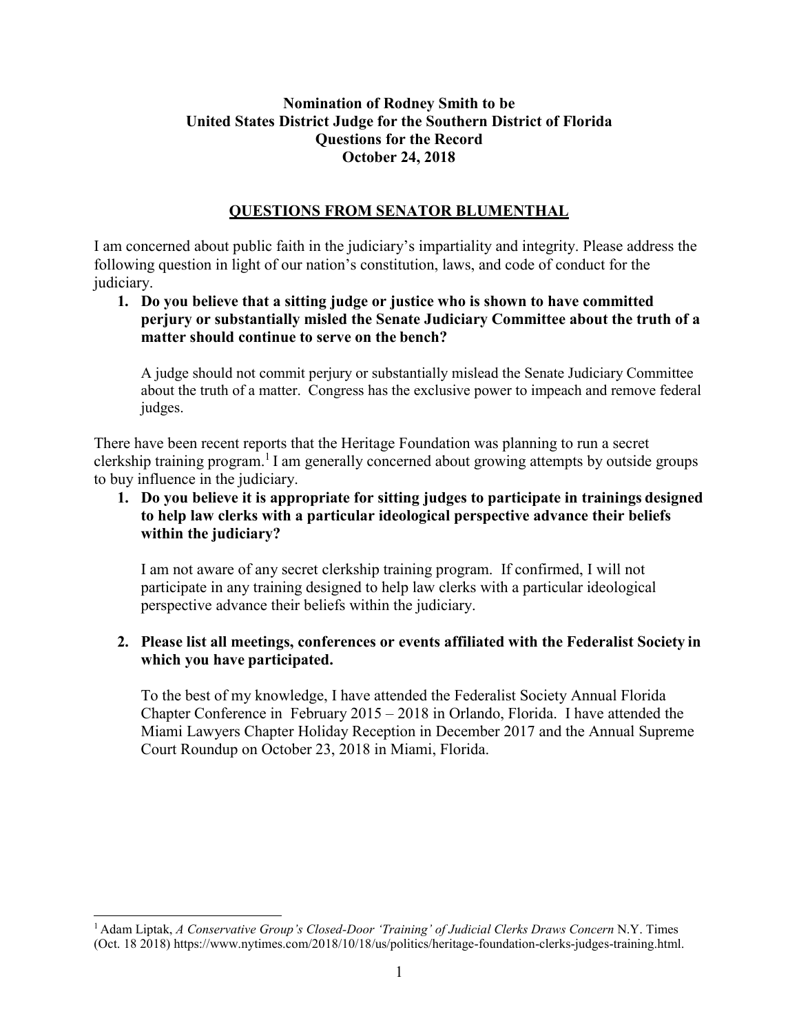**Nomination of Rodney Smith to be**
**United States District Judge for the Southern District of Florida**
**Questions for the Record**
**October 24, 2018**

## QUESTIONS FROM SENATOR BLUMENTHAL

I am concerned about public faith in the judiciary's impartiality and integrity. Please address the following question in light of our nation's constitution, laws, and code of conduct for the judiciary.

1. **Do you believe that a sitting judge or justice who is shown to have committed perjury or substantially misled the Senate Judiciary Committee about the truth of a matter should continue to serve on the bench?**

   A judge should not commit perjury or substantially mislead the Senate Judiciary Committee about the truth of a matter. Congress has the exclusive power to impeach and remove federal judges.

There have been recent reports that the Heritage Foundation was planning to run a secret clerkship training program.[1] I am generally concerned about growing attempts by outside groups to buy influence in the judiciary.

1. **Do you believe it is appropriate for sitting judges to participate in trainings designed to help law clerks with a particular ideological perspective advance their beliefs within the judiciary?**

   I am not aware of any secret clerkship training program. If confirmed, I will not participate in any training designed to help law clerks with a particular ideological perspective advance their beliefs within the judiciary.

2. **Please list all meetings, conferences or events affiliated with the Federalist Society in which you have participated.**

   To the best of my knowledge, I have attended the Federalist Society Annual Florida Chapter Conference in February 2015 – 2018 in Orlando, Florida. I have attended the Miami Lawyers Chapter Holiday Reception in December 2017 and the Annual Supreme Court Roundup on October 23, 2018 in Miami, Florida.

---

[1] Adam Liptak, *A Conservative Group's Closed-Door 'Training' of Judicial Clerks Draws Concern* N.Y. Times (Oct. 18 2018) https://www.nytimes.com/2018/10/18/us/politics/heritage-foundation-clerks-judges-training.html.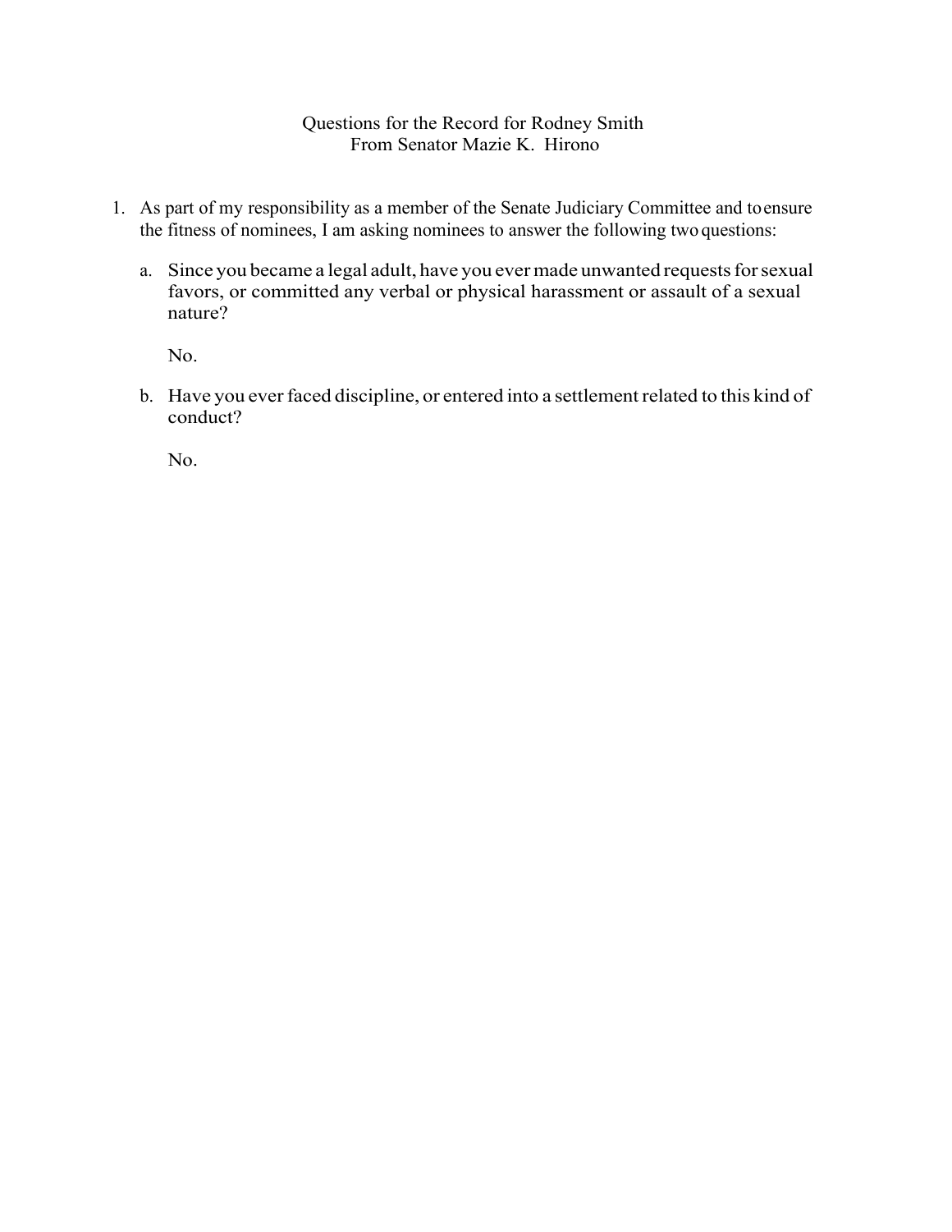Questions for the Record for Rodney Smith
From Senator Mazie K. Hirono

1. As part of my responsibility as a member of the Senate Judiciary Committee and to ensure the fitness of nominees, I am asking nominees to answer the following two questions:

   a. Since you became a legal adult, have you ever made unwanted requests for sexual favors, or committed any verbal or physical harassment or assault of a sexual nature?

      No.

   b. Have you ever faced discipline, or entered into a settlement related to this kind of conduct?

      No.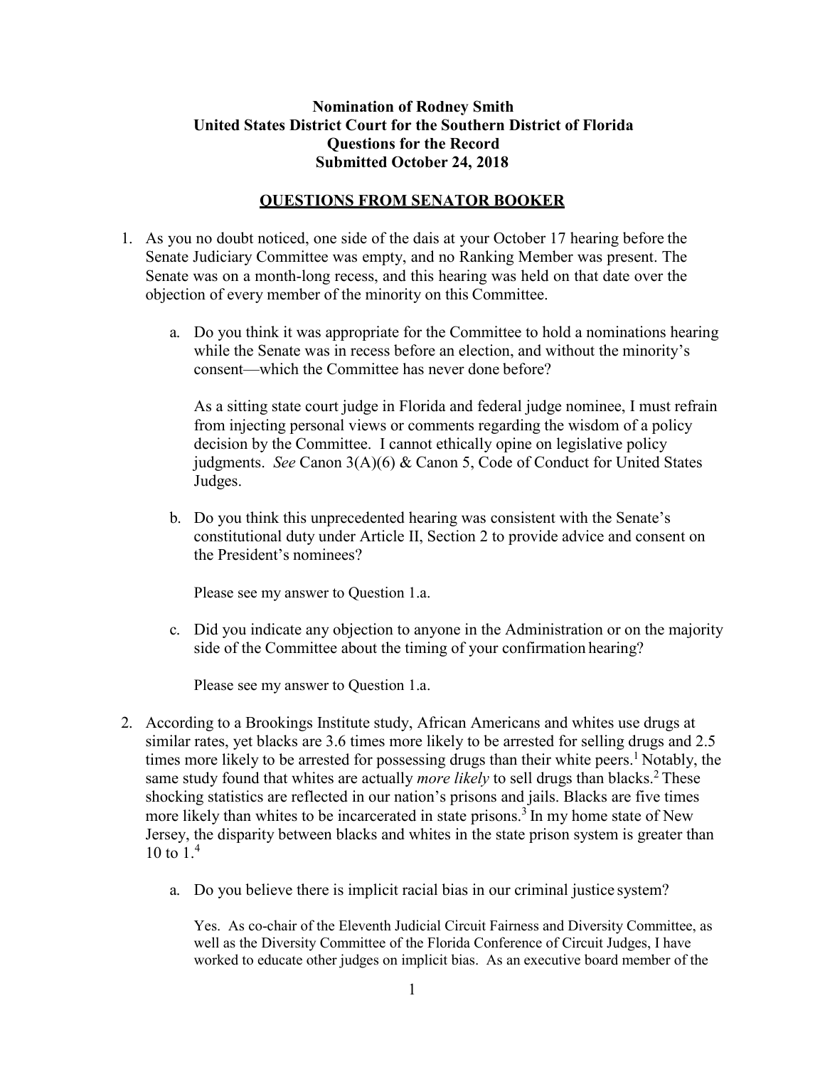**Nomination of Rodney Smith**
**United States District Court for the Southern District of Florida**
**Questions for the Record**
**Submitted October 24, 2018**

## QUESTIONS FROM SENATOR BOOKER

1. As you no doubt noticed, one side of the dais at your October 17 hearing before the Senate Judiciary Committee was empty, and no Ranking Member was present. The Senate was on a month-long recess, and this hearing was held on that date over the objection of every member of the minority on this Committee.

   a. Do you think it was appropriate for the Committee to hold a nominations hearing while the Senate was in recess before an election, and without the minority's consent—which the Committee has never done before?

      As a sitting state court judge in Florida and federal judge nominee, I must refrain from injecting personal views or comments regarding the wisdom of a policy decision by the Committee. I cannot ethically opine on legislative policy judgments. *See* Canon 3(A)(6) & Canon 5, Code of Conduct for United States Judges.

   b. Do you think this unprecedented hearing was consistent with the Senate's constitutional duty under Article II, Section 2 to provide advice and consent on the President's nominees?

      Please see my answer to Question 1.a.

   c. Did you indicate any objection to anyone in the Administration or on the majority side of the Committee about the timing of your confirmation hearing?

      Please see my answer to Question 1.a.

2. According to a Brookings Institute study, African Americans and whites use drugs at similar rates, yet blacks are 3.6 times more likely to be arrested for selling drugs and 2.5 times more likely to be arrested for possessing drugs than their white peers.[1] Notably, the same study found that whites are actually *more likely* to sell drugs than blacks.[2] These shocking statistics are reflected in our nation's prisons and jails. Blacks are five times more likely than whites to be incarcerated in state prisons.[3] In my home state of New Jersey, the disparity between blacks and whites in the state prison system is greater than 10 to 1.[4]

   a. Do you believe there is implicit racial bias in our criminal justice system?

      Yes. As co-chair of the Eleventh Judicial Circuit Fairness and Diversity Committee, as well as the Diversity Committee of the Florida Conference of Circuit Judges, I have worked to educate other judges on implicit bias. As an executive board member of the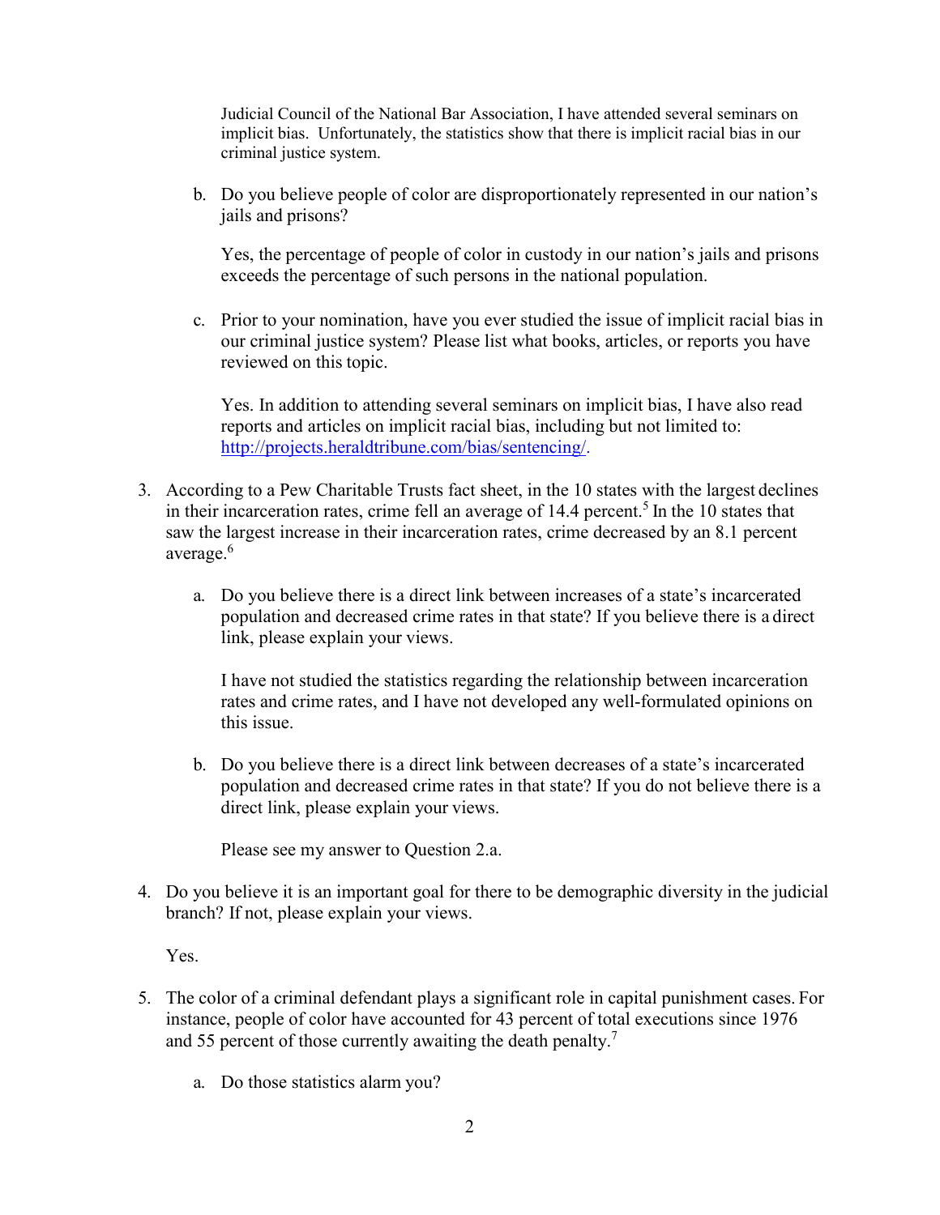Judicial Council of the National Bar Association, I have attended several seminars on implicit bias. Unfortunately, the statistics show that there is implicit racial bias in our criminal justice system.

b. Do you believe people of color are disproportionately represented in our nation's jails and prisons?

Yes, the percentage of people of color in custody in our nation's jails and prisons exceeds the percentage of such persons in the national population.

c. Prior to your nomination, have you ever studied the issue of implicit racial bias in our criminal justice system? Please list what books, articles, or reports you have reviewed on this topic.

Yes. In addition to attending several seminars on implicit bias, I have also read reports and articles on implicit racial bias, including but not limited to: [http://projects.heraldtribune.com/bias/sentencing/](http://projects.heraldtribune.com/bias/sentencing/).

3. According to a Pew Charitable Trusts fact sheet, in the 10 states with the largest declines in their incarceration rates, crime fell an average of 14.4 percent.[5] In the 10 states that saw the largest increase in their incarceration rates, crime decreased by an 8.1 percent average.[6]

a. Do you believe there is a direct link between increases of a state's incarcerated population and decreased crime rates in that state? If you believe there is a direct link, please explain your views.

I have not studied the statistics regarding the relationship between incarceration rates and crime rates, and I have not developed any well-formulated opinions on this issue.

b. Do you believe there is a direct link between decreases of a state's incarcerated population and decreased crime rates in that state? If you do not believe there is a direct link, please explain your views.

Please see my answer to Question 2.a.

4. Do you believe it is an important goal for there to be demographic diversity in the judicial branch? If not, please explain your views.

Yes.

5. The color of a criminal defendant plays a significant role in capital punishment cases. For instance, people of color have accounted for 43 percent of total executions since 1976 and 55 percent of those currently awaiting the death penalty.[7]

a. Do those statistics alarm you?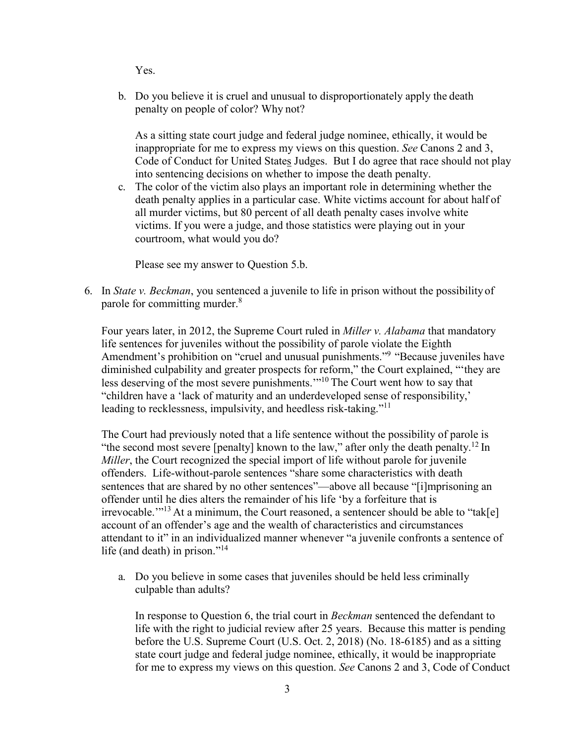Yes.

b. Do you believe it is cruel and unusual to disproportionately apply the death penalty on people of color? Why not?

   As a sitting state court judge and federal judge nominee, ethically, it would be inappropriate for me to express my views on this question. *See* Canons 2 and 3, Code of Conduct for United States Judges. But I do agree that race should not play into sentencing decisions on whether to impose the death penalty.

c. The color of the victim also plays an important role in determining whether the death penalty applies in a particular case. White victims account for about half of all murder victims, but 80 percent of all death penalty cases involve white victims. If you were a judge, and those statistics were playing out in your courtroom, what would you do?

   Please see my answer to Question 5.b.

6. In *State v. Beckman*, you sentenced a juvenile to life in prison without the possibility of parole for committing murder.[8]

   Four years later, in 2012, the Supreme Court ruled in *Miller v. Alabama* that mandatory life sentences for juveniles without the possibility of parole violate the Eighth Amendment's prohibition on "cruel and unusual punishments."[9] "Because juveniles have diminished culpability and greater prospects for reform," the Court explained, "'they are less deserving of the most severe punishments.'"[10] The Court went how to say that "children have a 'lack of maturity and an underdeveloped sense of responsibility,' leading to recklessness, impulsivity, and heedless risk-taking."[11]

   The Court had previously noted that a life sentence without the possibility of parole is "the second most severe [penalty] known to the law," after only the death penalty.[12] In *Miller*, the Court recognized the special import of life without parole for juvenile offenders. Life-without-parole sentences "share some characteristics with death sentences that are shared by no other sentences"—above all because "[i]mprisoning an offender until he dies alters the remainder of his life 'by a forfeiture that is irrevocable.'"[13] At a minimum, the Court reasoned, a sentencer should be able to "tak[e] account of an offender's age and the wealth of characteristics and circumstances attendant to it" in an individualized manner whenever "a juvenile confronts a sentence of life (and death) in prison."[14]

   a. Do you believe in some cases that juveniles should be held less criminally culpable than adults?

      In response to Question 6, the trial court in *Beckman* sentenced the defendant to life with the right to judicial review after 25 years. Because this matter is pending before the U.S. Supreme Court (U.S. Oct. 2, 2018) (No. 18-6185) and as a sitting state court judge and federal judge nominee, ethically, it would be inappropriate for me to express my views on this question. *See* Canons 2 and 3, Code of Conduct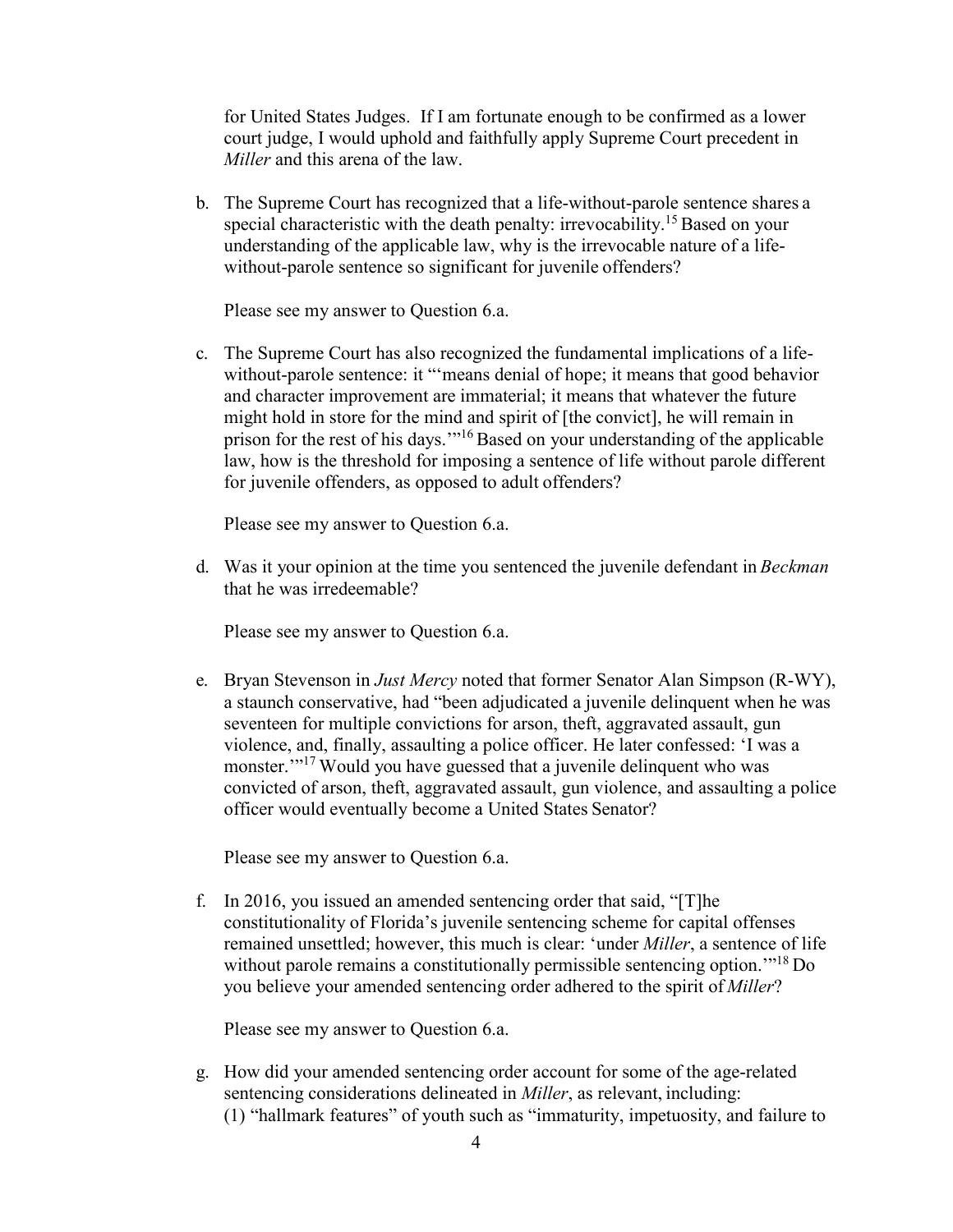for United States Judges. If I am fortunate enough to be confirmed as a lower court judge, I would uphold and faithfully apply Supreme Court precedent in *Miller* and this arena of the law.

b. The Supreme Court has recognized that a life-without-parole sentence shares a special characteristic with the death penalty: irrevocability.[15] Based on your understanding of the applicable law, why is the irrevocable nature of a life-without-parole sentence so significant for juvenile offenders?

   Please see my answer to Question 6.a.

c. The Supreme Court has also recognized the fundamental implications of a life-without-parole sentence: it "'means denial of hope; it means that good behavior and character improvement are immaterial; it means that whatever the future might hold in store for the mind and spirit of [the convict], he will remain in prison for the rest of his days.'"[16] Based on your understanding of the applicable law, how is the threshold for imposing a sentence of life without parole different for juvenile offenders, as opposed to adult offenders?

   Please see my answer to Question 6.a.

d. Was it your opinion at the time you sentenced the juvenile defendant in *Beckman* that he was irredeemable?

   Please see my answer to Question 6.a.

e. Bryan Stevenson in *Just Mercy* noted that former Senator Alan Simpson (R-WY), a staunch conservative, had "been adjudicated a juvenile delinquent when he was seventeen for multiple convictions for arson, theft, aggravated assault, gun violence, and, finally, assaulting a police officer. He later confessed: 'I was a monster.'"[17] Would you have guessed that a juvenile delinquent who was convicted of arson, theft, aggravated assault, gun violence, and assaulting a police officer would eventually become a United States Senator?

   Please see my answer to Question 6.a.

f. In 2016, you issued an amended sentencing order that said, "[T]he constitutionality of Florida's juvenile sentencing scheme for capital offenses remained unsettled; however, this much is clear: 'under *Miller*, a sentence of life without parole remains a constitutionally permissible sentencing option.'"[18] Do you believe your amended sentencing order adhered to the spirit of *Miller*?

   Please see my answer to Question 6.a.

g. How did your amended sentencing order account for some of the age-related sentencing considerations delineated in *Miller*, as relevant, including:
   (1) "hallmark features" of youth such as "immaturity, impetuosity, and failure to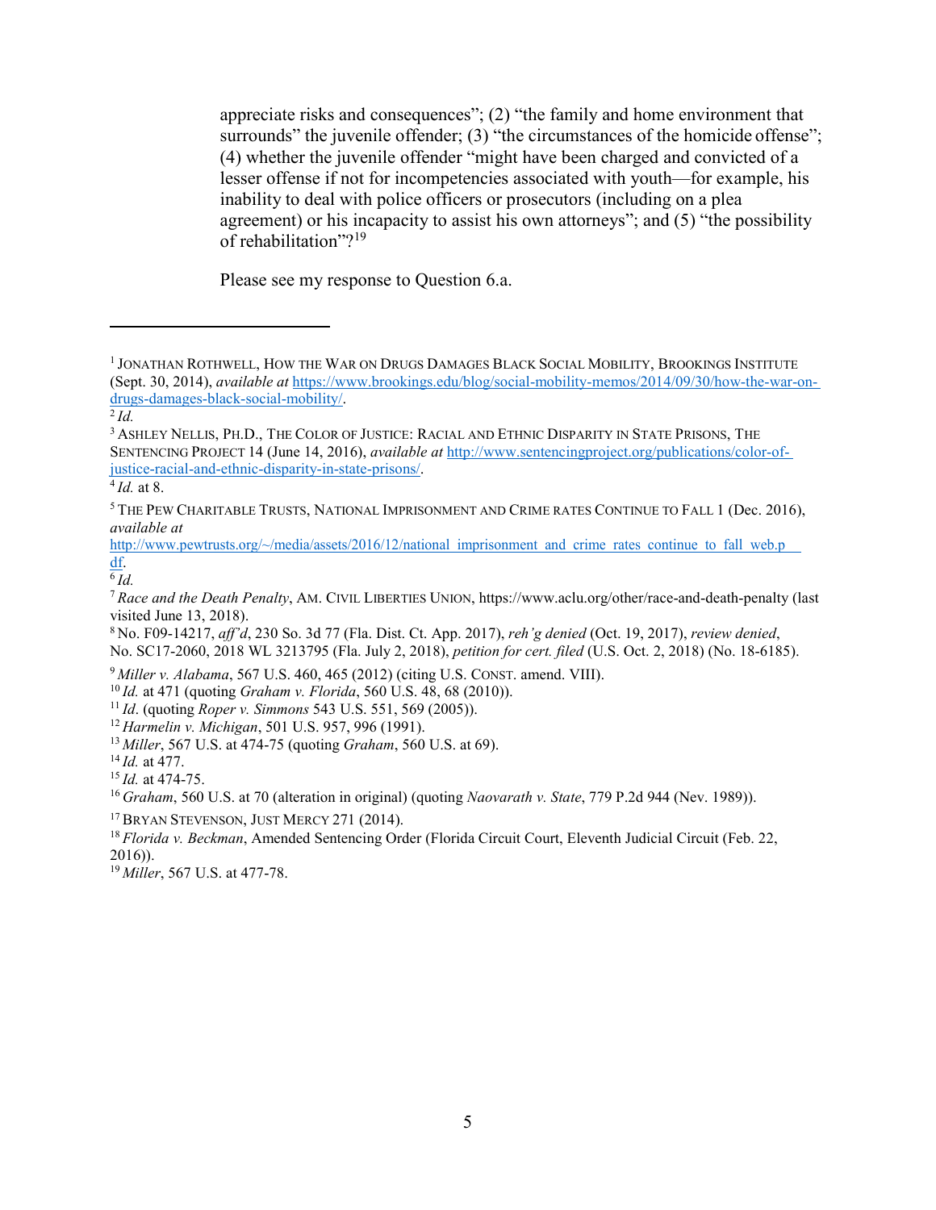appreciate risks and consequences"; (2) "the family and home environment that surrounds" the juvenile offender; (3) "the circumstances of the homicide offense"; (4) whether the juvenile offender "might have been charged and convicted of a lesser offense if not for incompetencies associated with youth—for example, his inability to deal with police officers or prosecutors (including on a plea agreement) or his incapacity to assist his own attorneys"; and (5) "the possibility of rehabilitation"?[19]

Please see my response to Question 6.a.

---

[1] JONATHAN ROTHWELL, HOW THE WAR ON DRUGS DAMAGES BLACK SOCIAL MOBILITY, BROOKINGS INSTITUTE (Sept. 30, 2014), *available at* https://www.brookings.edu/blog/social-mobility-memos/2014/09/30/how-the-war-on-drugs-damages-black-social-mobility/.

[2] *Id.*

[3] ASHLEY NELLIS, PH.D., THE COLOR OF JUSTICE: RACIAL AND ETHNIC DISPARITY IN STATE PRISONS, THE SENTENCING PROJECT 14 (June 14, 2016), *available at* http://www.sentencingproject.org/publications/color-of-justice-racial-and-ethnic-disparity-in-state-prisons/.

[4] *Id.* at 8.

[5] THE PEW CHARITABLE TRUSTS, NATIONAL IMPRISONMENT AND CRIME RATES CONTINUE TO FALL 1 (Dec. 2016), *available at* http://www.pewtrusts.org/~/media/assets/2016/12/national_imprisonment_and_crime_rates_continue_to_fall_web.pdf.

[6] *Id.*

[7] *Race and the Death Penalty*, AM. CIVIL LIBERTIES UNION, https://www.aclu.org/other/race-and-death-penalty (last visited June 13, 2018).

[8] No. F09-14217, *aff'd*, 230 So. 3d 77 (Fla. Dist. Ct. App. 2017), *reh'g denied* (Oct. 19, 2017), *review denied*, No. SC17-2060, 2018 WL 3213795 (Fla. July 2, 2018), *petition for cert. filed* (U.S. Oct. 2, 2018) (No. 18-6185).

[9] *Miller v. Alabama*, 567 U.S. 460, 465 (2012) (citing U.S. CONST. amend. VIII).

[10] *Id.* at 471 (quoting *Graham v. Florida*, 560 U.S. 48, 68 (2010)).

[11] *Id*. (quoting *Roper v. Simmons* 543 U.S. 551, 569 (2005)).

[12] *Harmelin v. Michigan*, 501 U.S. 957, 996 (1991).

[13] *Miller*, 567 U.S. at 474-75 (quoting *Graham*, 560 U.S. at 69).

[14] *Id.* at 477.

[15] *Id.* at 474-75.

[16] *Graham*, 560 U.S. at 70 (alteration in original) (quoting *Naovarath v. State*, 779 P.2d 944 (Nev. 1989)).

[17] BRYAN STEVENSON, JUST MERCY 271 (2014).

[18] *Florida v. Beckman*, Amended Sentencing Order (Florida Circuit Court, Eleventh Judicial Circuit (Feb. 22, 2016)).

[19] *Miller*, 567 U.S. at 477-78.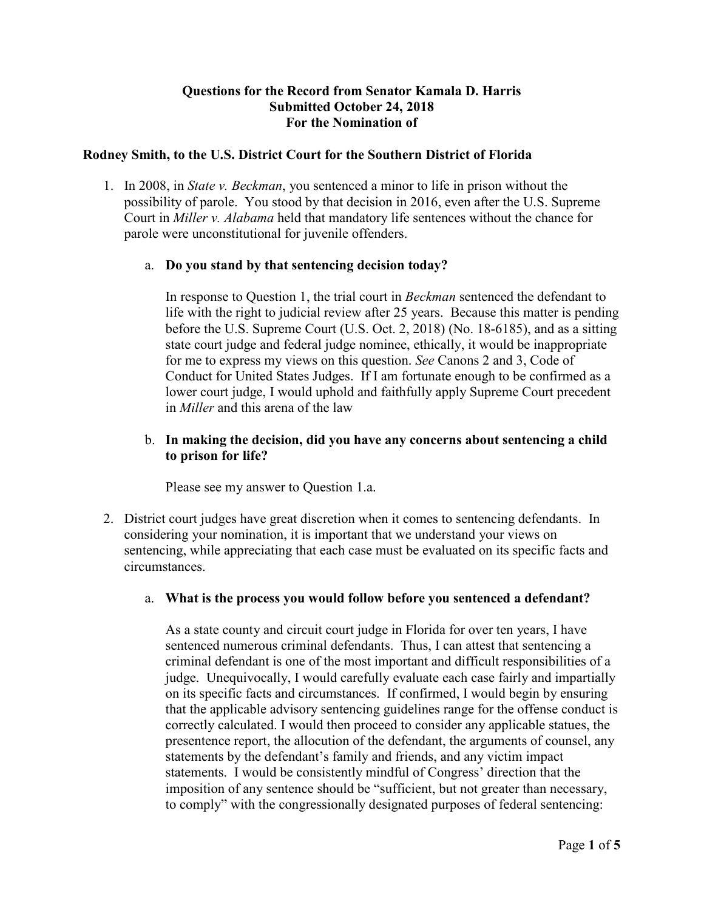**Questions for the Record from Senator Kamala D. Harris**
**Submitted October 24, 2018**
**For the Nomination of**

**Rodney Smith, to the U.S. District Court for the Southern District of Florida**

1. In 2008, in *State v. Beckman*, you sentenced a minor to life in prison without the possibility of parole. You stood by that decision in 2016, even after the U.S. Supreme Court in *Miller v. Alabama* held that mandatory life sentences without the chance for parole were unconstitutional for juvenile offenders.

   a. **Do you stand by that sentencing decision today?**

      In response to Question 1, the trial court in *Beckman* sentenced the defendant to life with the right to judicial review after 25 years. Because this matter is pending before the U.S. Supreme Court (U.S. Oct. 2, 2018) (No. 18-6185), and as a sitting state court judge and federal judge nominee, ethically, it would be inappropriate for me to express my views on this question. *See* Canons 2 and 3, Code of Conduct for United States Judges. If I am fortunate enough to be confirmed as a lower court judge, I would uphold and faithfully apply Supreme Court precedent in *Miller* and this arena of the law

   b. **In making the decision, did you have any concerns about sentencing a child to prison for life?**

      Please see my answer to Question 1.a.

2. District court judges have great discretion when it comes to sentencing defendants. In considering your nomination, it is important that we understand your views on sentencing, while appreciating that each case must be evaluated on its specific facts and circumstances.

   a. **What is the process you would follow before you sentenced a defendant?**

      As a state county and circuit court judge in Florida for over ten years, I have sentenced numerous criminal defendants. Thus, I can attest that sentencing a criminal defendant is one of the most important and difficult responsibilities of a judge. Unequivocally, I would carefully evaluate each case fairly and impartially on its specific facts and circumstances. If confirmed, I would begin by ensuring that the applicable advisory sentencing guidelines range for the offense conduct is correctly calculated. I would then proceed to consider any applicable statues, the presentence report, the allocution of the defendant, the arguments of counsel, any statements by the defendant's family and friends, and any victim impact statements. I would be consistently mindful of Congress' direction that the imposition of any sentence should be "sufficient, but not greater than necessary, to comply" with the congressionally designated purposes of federal sentencing: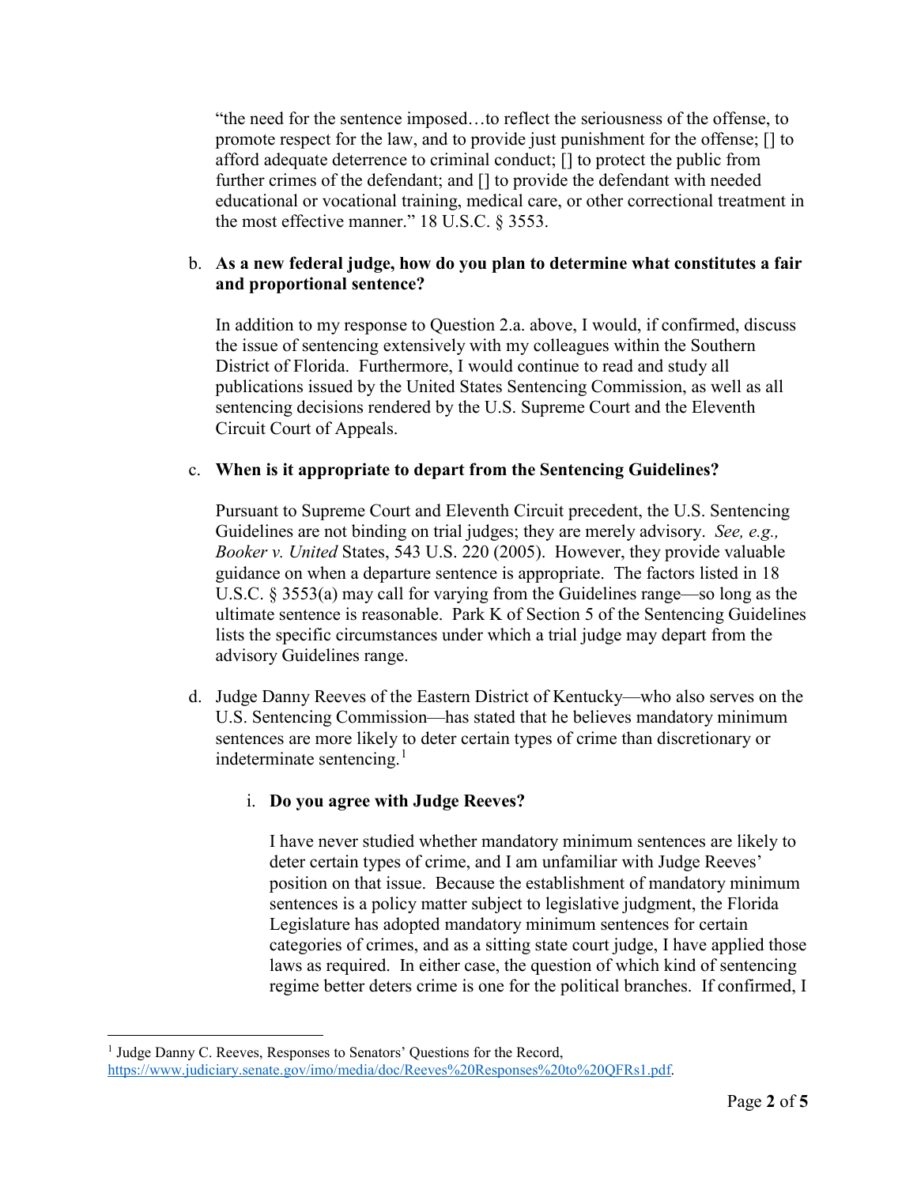"the need for the sentence imposed…to reflect the seriousness of the offense, to promote respect for the law, and to provide just punishment for the offense; [] to afford adequate deterrence to criminal conduct; [] to protect the public from further crimes of the defendant; and [] to provide the defendant with needed educational or vocational training, medical care, or other correctional treatment in the most effective manner." 18 U.S.C. § 3553.

b. **As a new federal judge, how do you plan to determine what constitutes a fair and proportional sentence?**

In addition to my response to Question 2.a. above, I would, if confirmed, discuss the issue of sentencing extensively with my colleagues within the Southern District of Florida. Furthermore, I would continue to read and study all publications issued by the United States Sentencing Commission, as well as all sentencing decisions rendered by the U.S. Supreme Court and the Eleventh Circuit Court of Appeals.

c. **When is it appropriate to depart from the Sentencing Guidelines?**

Pursuant to Supreme Court and Eleventh Circuit precedent, the U.S. Sentencing Guidelines are not binding on trial judges; they are merely advisory. *See, e.g., Booker v. United* States, 543 U.S. 220 (2005). However, they provide valuable guidance on when a departure sentence is appropriate. The factors listed in 18 U.S.C. § 3553(a) may call for varying from the Guidelines range—so long as the ultimate sentence is reasonable. Park K of Section 5 of the Sentencing Guidelines lists the specific circumstances under which a trial judge may depart from the advisory Guidelines range.

d. Judge Danny Reeves of the Eastern District of Kentucky—who also serves on the U.S. Sentencing Commission—has stated that he believes mandatory minimum sentences are more likely to deter certain types of crime than discretionary or indeterminate sentencing.[1]

i. **Do you agree with Judge Reeves?**

I have never studied whether mandatory minimum sentences are likely to deter certain types of crime, and I am unfamiliar with Judge Reeves' position on that issue. Because the establishment of mandatory minimum sentences is a policy matter subject to legislative judgment, the Florida Legislature has adopted mandatory minimum sentences for certain categories of crimes, and as a sitting state court judge, I have applied those laws as required. In either case, the question of which kind of sentencing regime better deters crime is one for the political branches. If confirmed, I

---

[1] Judge Danny C. Reeves, Responses to Senators' Questions for the Record, https://www.judiciary.senate.gov/imo/media/doc/Reeves%20Responses%20to%20QFRs1.pdf.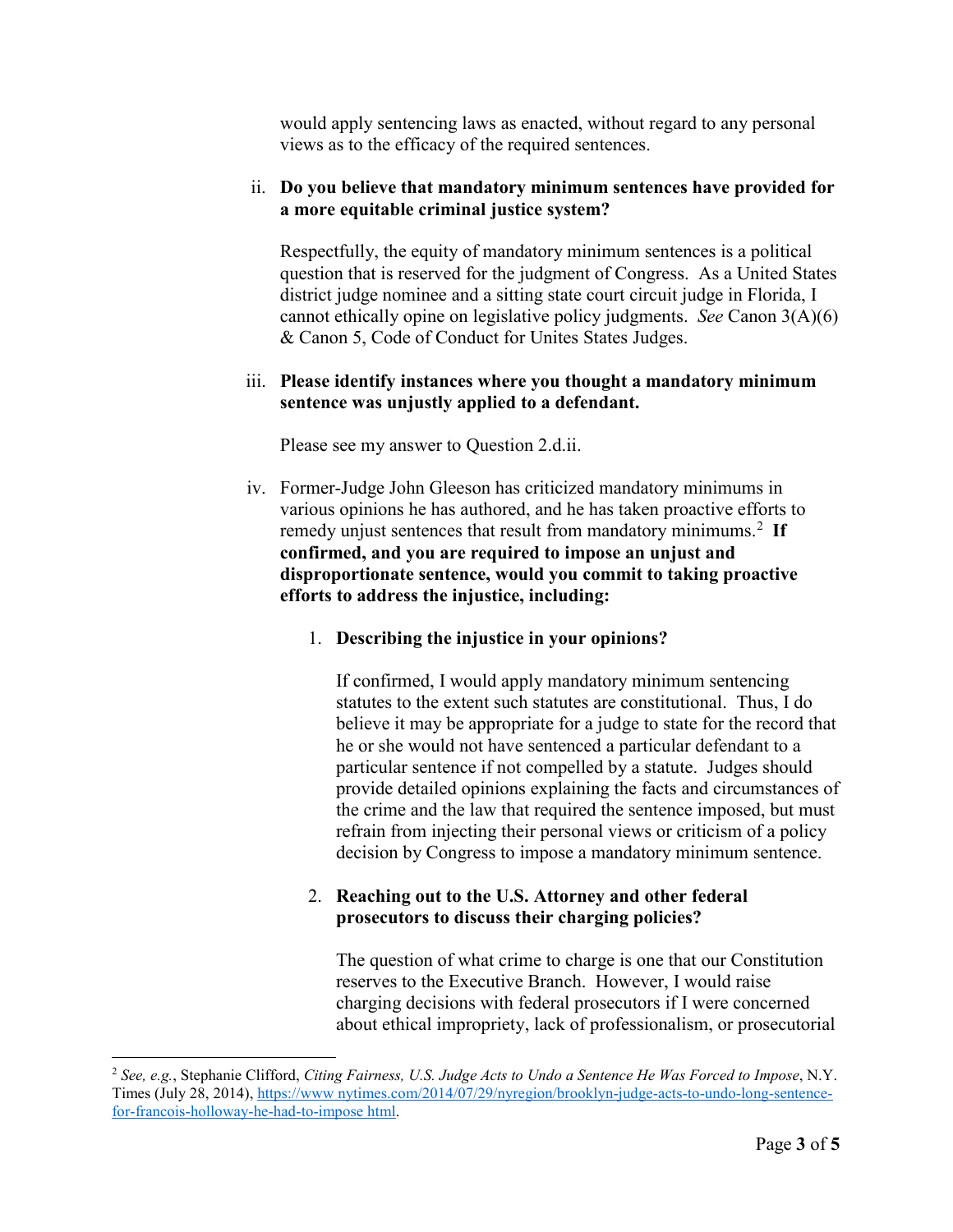would apply sentencing laws as enacted, without regard to any personal views as to the efficacy of the required sentences.

ii. **Do you believe that mandatory minimum sentences have provided for a more equitable criminal justice system?**

Respectfully, the equity of mandatory minimum sentences is a political question that is reserved for the judgment of Congress. As a United States district judge nominee and a sitting state court circuit judge in Florida, I cannot ethically opine on legislative policy judgments. *See* Canon 3(A)(6) & Canon 5, Code of Conduct for Unites States Judges.

iii. **Please identify instances where you thought a mandatory minimum sentence was unjustly applied to a defendant.**

Please see my answer to Question 2.d.ii.

iv. Former-Judge John Gleeson has criticized mandatory minimums in various opinions he has authored, and he has taken proactive efforts to remedy unjust sentences that result from mandatory minimums.[2] **If confirmed, and you are required to impose an unjust and disproportionate sentence, would you commit to taking proactive efforts to address the injustice, including:**

1. **Describing the injustice in your opinions?**

   If confirmed, I would apply mandatory minimum sentencing statutes to the extent such statutes are constitutional. Thus, I do believe it may be appropriate for a judge to state for the record that he or she would not have sentenced a particular defendant to a particular sentence if not compelled by a statute. Judges should provide detailed opinions explaining the facts and circumstances of the crime and the law that required the sentence imposed, but must refrain from injecting their personal views or criticism of a policy decision by Congress to impose a mandatory minimum sentence.

2. **Reaching out to the U.S. Attorney and other federal prosecutors to discuss their charging policies?**

   The question of what crime to charge is one that our Constitution reserves to the Executive Branch. However, I would raise charging decisions with federal prosecutors if I were concerned about ethical impropriety, lack of professionalism, or prosecutorial

---

[2] *See, e.g.*, Stephanie Clifford, *Citing Fairness, U.S. Judge Acts to Undo a Sentence He Was Forced to Impose*, N.Y. Times (July 28, 2014), https://www.nytimes.com/2014/07/29/nyregion/brooklyn-judge-acts-to-undo-long-sentence-for-francois-holloway-he-had-to-impose.html.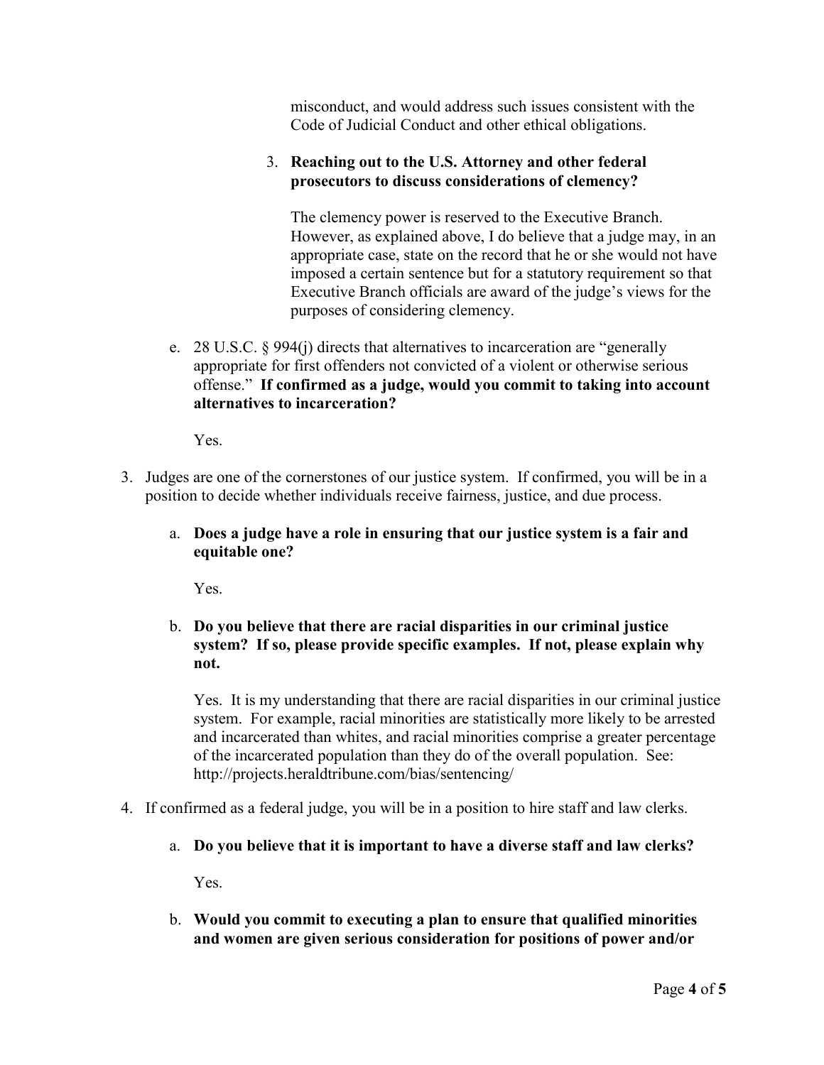misconduct, and would address such issues consistent with the Code of Judicial Conduct and other ethical obligations.

3. **Reaching out to the U.S. Attorney and other federal prosecutors to discuss considerations of clemency?**

   The clemency power is reserved to the Executive Branch. However, as explained above, I do believe that a judge may, in an appropriate case, state on the record that he or she would not have imposed a certain sentence but for a statutory requirement so that Executive Branch officials are award of the judge's views for the purposes of considering clemency.

e. 28 U.S.C. § 994(j) directs that alternatives to incarceration are "generally appropriate for first offenders not convicted of a violent or otherwise serious offense." **If confirmed as a judge, would you commit to taking into account alternatives to incarceration?**

   Yes.

3. Judges are one of the cornerstones of our justice system. If confirmed, you will be in a position to decide whether individuals receive fairness, justice, and due process.

   a. **Does a judge have a role in ensuring that our justice system is a fair and equitable one?**

      Yes.

   b. **Do you believe that there are racial disparities in our criminal justice system? If so, please provide specific examples. If not, please explain why not.**

      Yes. It is my understanding that there are racial disparities in our criminal justice system. For example, racial minorities are statistically more likely to be arrested and incarcerated than whites, and racial minorities comprise a greater percentage of the incarcerated population than they do of the overall population. See: http://projects.heraldtribune.com/bias/sentencing/

4. If confirmed as a federal judge, you will be in a position to hire staff and law clerks.

   a. **Do you believe that it is important to have a diverse staff and law clerks?**

      Yes.

   b. **Would you commit to executing a plan to ensure that qualified minorities and women are given serious consideration for positions of power and/or**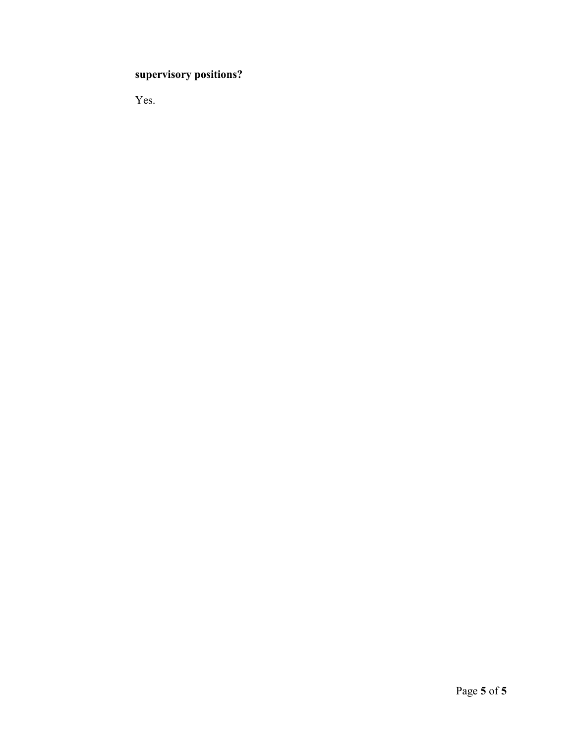**supervisory positions?**

Yes.